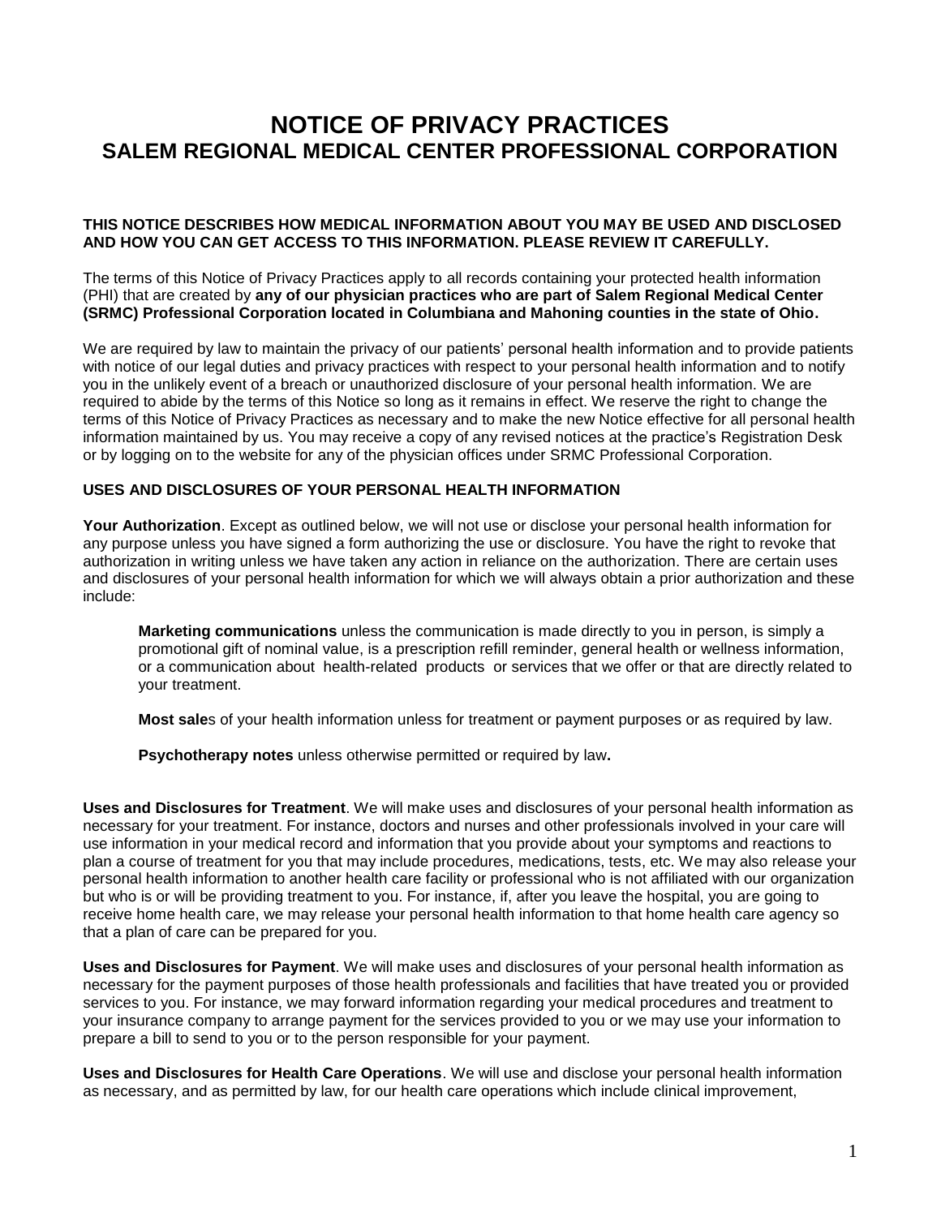# NOTICE OF PRIVACY PRACTICES
## SALEM REGIONAL MEDICAL CENTER PROFESSIONAL CORPORATION

**THIS NOTICE DESCRIBES HOW MEDICAL INFORMATION ABOUT YOU MAY BE USED AND DISCLOSED AND HOW YOU CAN GET ACCESS TO THIS INFORMATION. PLEASE REVIEW IT CAREFULLY.**

The terms of this Notice of Privacy Practices apply to all records containing your protected health information (PHI) that are created by **any of our physician practices who are part of Salem Regional Medical Center (SRMC) Professional Corporation located in Columbiana and Mahoning counties in the state of Ohio.**

We are required by law to maintain the privacy of our patients' personal health information and to provide patients with notice of our legal duties and privacy practices with respect to your personal health information and to notify you in the unlikely event of a breach or unauthorized disclosure of your personal health information. We are required to abide by the terms of this Notice so long as it remains in effect. We reserve the right to change the terms of this Notice of Privacy Practices as necessary and to make the new Notice effective for all personal health information maintained by us. You may receive a copy of any revised notices at the practice's Registration Desk or by logging on to the website for any of the physician offices under SRMC Professional Corporation.

**USES AND DISCLOSURES OF YOUR PERSONAL HEALTH INFORMATION**

**Your Authorization**. Except as outlined below, we will not use or disclose your personal health information for any purpose unless you have signed a form authorizing the use or disclosure. You have the right to revoke that authorization in writing unless we have taken any action in reliance on the authorization. There are certain uses and disclosures of your personal health information for which we will always obtain a prior authorization and these include:

> **Marketing communications** unless the communication is made directly to you in person, is simply a promotional gift of nominal value, is a prescription refill reminder, general health or wellness information, or a communication about health-related products or services that we offer or that are directly related to your treatment.
>
> **Most sale**s of your health information unless for treatment or payment purposes or as required by law.
>
> **Psychotherapy notes** unless otherwise permitted or required by law**.**

**Uses and Disclosures for Treatment**. We will make uses and disclosures of your personal health information as necessary for your treatment. For instance, doctors and nurses and other professionals involved in your care will use information in your medical record and information that you provide about your symptoms and reactions to plan a course of treatment for you that may include procedures, medications, tests, etc. We may also release your personal health information to another health care facility or professional who is not affiliated with our organization but who is or will be providing treatment to you. For instance, if, after you leave the hospital, you are going to receive home health care, we may release your personal health information to that home health care agency so that a plan of care can be prepared for you.

**Uses and Disclosures for Payment**. We will make uses and disclosures of your personal health information as necessary for the payment purposes of those health professionals and facilities that have treated you or provided services to you. For instance, we may forward information regarding your medical procedures and treatment to your insurance company to arrange payment for the services provided to you or we may use your information to prepare a bill to send to you or to the person responsible for your payment.

**Uses and Disclosures for Health Care Operations**. We will use and disclose your personal health information as necessary, and as permitted by law, for our health care operations which include clinical improvement,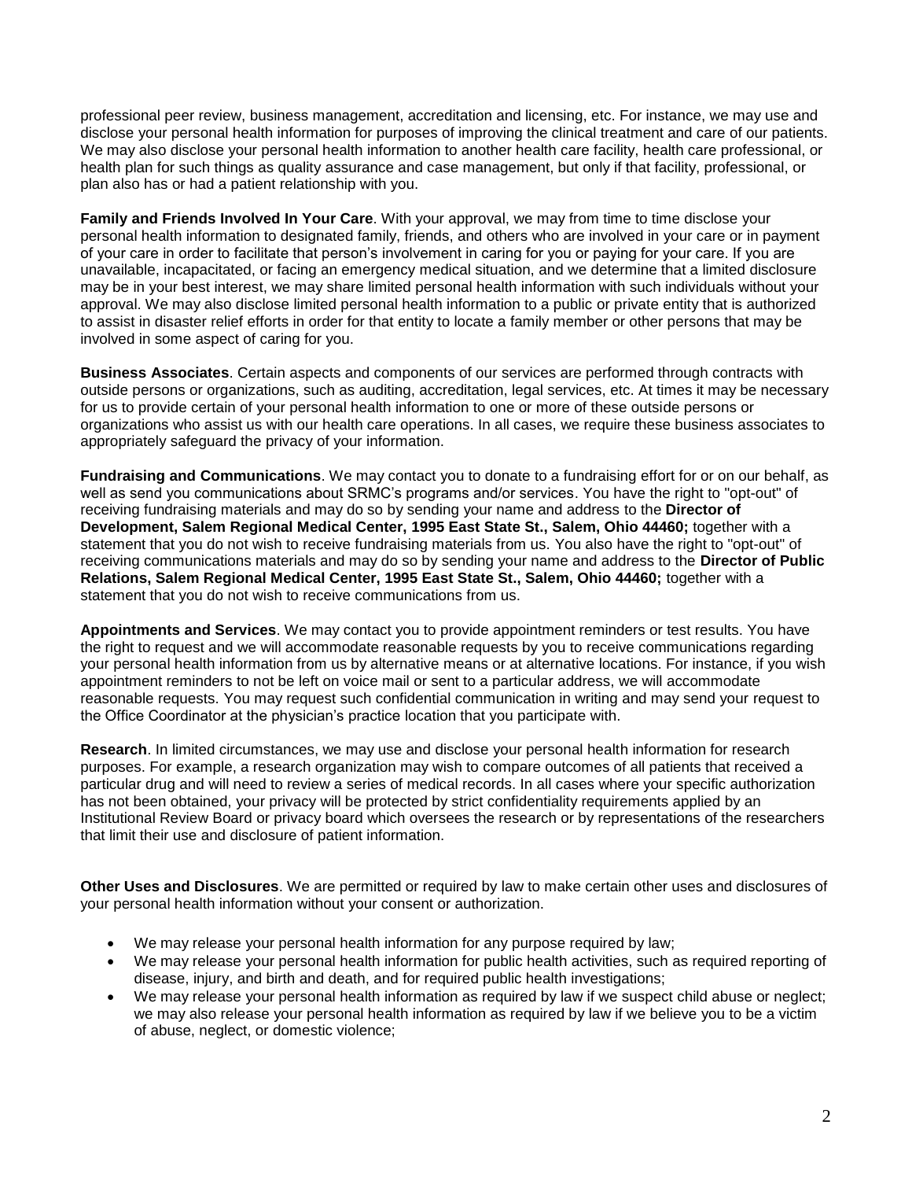professional peer review, business management, accreditation and licensing, etc. For instance, we may use and disclose your personal health information for purposes of improving the clinical treatment and care of our patients. We may also disclose your personal health information to another health care facility, health care professional, or health plan for such things as quality assurance and case management, but only if that facility, professional, or plan also has or had a patient relationship with you.

**Family and Friends Involved In Your Care**. With your approval, we may from time to time disclose your personal health information to designated family, friends, and others who are involved in your care or in payment of your care in order to facilitate that person's involvement in caring for you or paying for your care. If you are unavailable, incapacitated, or facing an emergency medical situation, and we determine that a limited disclosure may be in your best interest, we may share limited personal health information with such individuals without your approval. We may also disclose limited personal health information to a public or private entity that is authorized to assist in disaster relief efforts in order for that entity to locate a family member or other persons that may be involved in some aspect of caring for you.

**Business Associates**. Certain aspects and components of our services are performed through contracts with outside persons or organizations, such as auditing, accreditation, legal services, etc. At times it may be necessary for us to provide certain of your personal health information to one or more of these outside persons or organizations who assist us with our health care operations. In all cases, we require these business associates to appropriately safeguard the privacy of your information.

**Fundraising and Communications**. We may contact you to donate to a fundraising effort for or on our behalf, as well as send you communications about SRMC's programs and/or services. You have the right to "opt-out" of receiving fundraising materials and may do so by sending your name and address to the **Director of Development, Salem Regional Medical Center, 1995 East State St., Salem, Ohio 44460;** together with a statement that you do not wish to receive fundraising materials from us. You also have the right to "opt-out" of receiving communications materials and may do so by sending your name and address to the **Director of Public Relations, Salem Regional Medical Center, 1995 East State St., Salem, Ohio 44460;** together with a statement that you do not wish to receive communications from us.

**Appointments and Services**. We may contact you to provide appointment reminders or test results. You have the right to request and we will accommodate reasonable requests by you to receive communications regarding your personal health information from us by alternative means or at alternative locations. For instance, if you wish appointment reminders to not be left on voice mail or sent to a particular address, we will accommodate reasonable requests. You may request such confidential communication in writing and may send your request to the Office Coordinator at the physician's practice location that you participate with.

**Research**. In limited circumstances, we may use and disclose your personal health information for research purposes. For example, a research organization may wish to compare outcomes of all patients that received a particular drug and will need to review a series of medical records. In all cases where your specific authorization has not been obtained, your privacy will be protected by strict confidentiality requirements applied by an Institutional Review Board or privacy board which oversees the research or by representations of the researchers that limit their use and disclosure of patient information.

**Other Uses and Disclosures**. We are permitted or required by law to make certain other uses and disclosures of your personal health information without your consent or authorization.

- We may release your personal health information for any purpose required by law;
- We may release your personal health information for public health activities, such as required reporting of disease, injury, and birth and death, and for required public health investigations;
- We may release your personal health information as required by law if we suspect child abuse or neglect; we may also release your personal health information as required by law if we believe you to be a victim of abuse, neglect, or domestic violence;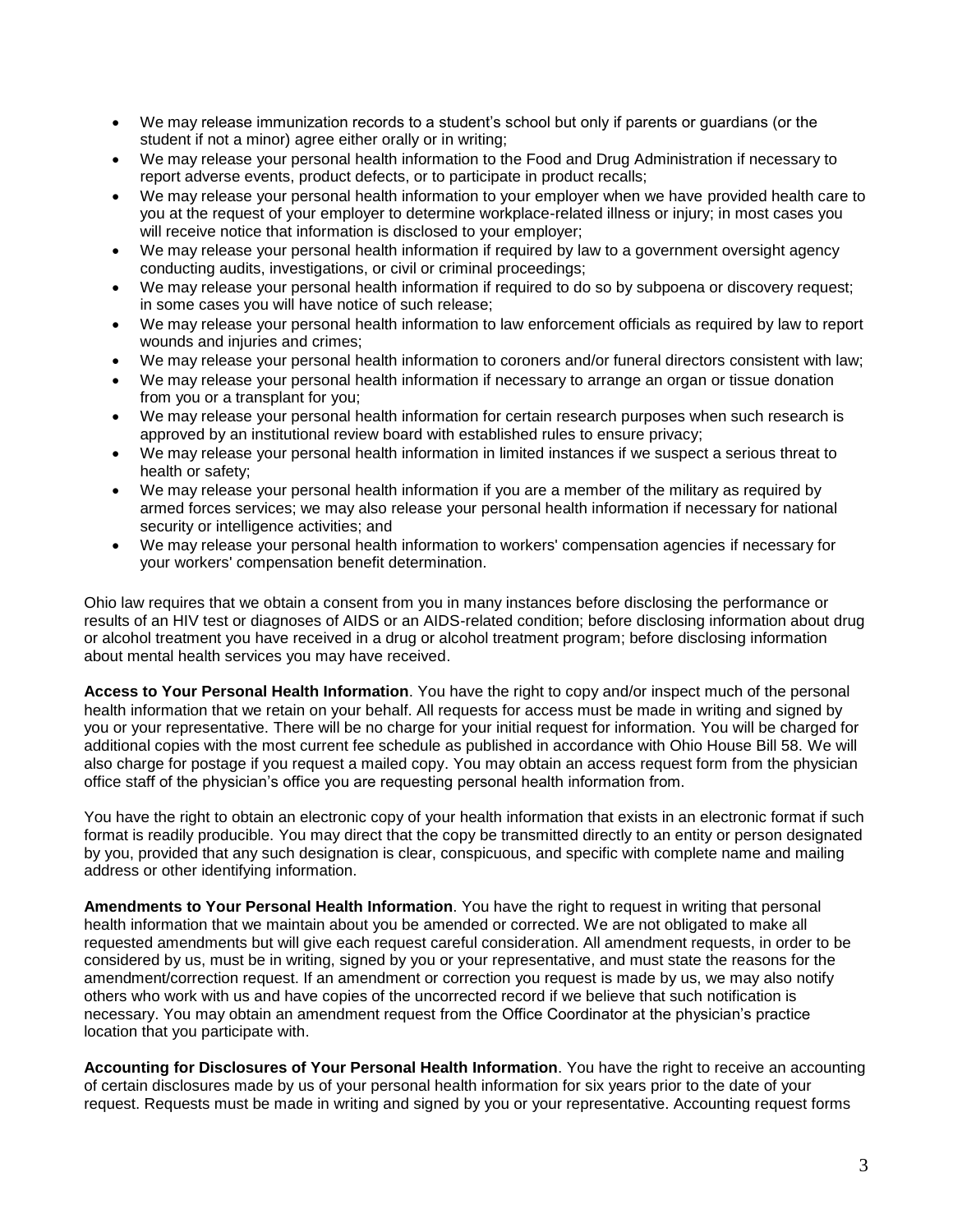- We may release immunization records to a student's school but only if parents or guardians (or the student if not a minor) agree either orally or in writing;
- We may release your personal health information to the Food and Drug Administration if necessary to report adverse events, product defects, or to participate in product recalls;
- We may release your personal health information to your employer when we have provided health care to you at the request of your employer to determine workplace-related illness or injury; in most cases you will receive notice that information is disclosed to your employer;
- We may release your personal health information if required by law to a government oversight agency conducting audits, investigations, or civil or criminal proceedings;
- We may release your personal health information if required to do so by subpoena or discovery request; in some cases you will have notice of such release;
- We may release your personal health information to law enforcement officials as required by law to report wounds and injuries and crimes;
- We may release your personal health information to coroners and/or funeral directors consistent with law;
- We may release your personal health information if necessary to arrange an organ or tissue donation from you or a transplant for you;
- We may release your personal health information for certain research purposes when such research is approved by an institutional review board with established rules to ensure privacy;
- We may release your personal health information in limited instances if we suspect a serious threat to health or safety;
- We may release your personal health information if you are a member of the military as required by armed forces services; we may also release your personal health information if necessary for national security or intelligence activities; and
- We may release your personal health information to workers' compensation agencies if necessary for your workers' compensation benefit determination.

Ohio law requires that we obtain a consent from you in many instances before disclosing the performance or results of an HIV test or diagnoses of AIDS or an AIDS-related condition; before disclosing information about drug or alcohol treatment you have received in a drug or alcohol treatment program; before disclosing information about mental health services you may have received.

**Access to Your Personal Health Information**. You have the right to copy and/or inspect much of the personal health information that we retain on your behalf. All requests for access must be made in writing and signed by you or your representative. There will be no charge for your initial request for information. You will be charged for additional copies with the most current fee schedule as published in accordance with Ohio House Bill 58. We will also charge for postage if you request a mailed copy. You may obtain an access request form from the physician office staff of the physician's office you are requesting personal health information from.

You have the right to obtain an electronic copy of your health information that exists in an electronic format if such format is readily producible. You may direct that the copy be transmitted directly to an entity or person designated by you, provided that any such designation is clear, conspicuous, and specific with complete name and mailing address or other identifying information.

**Amendments to Your Personal Health Information**. You have the right to request in writing that personal health information that we maintain about you be amended or corrected. We are not obligated to make all requested amendments but will give each request careful consideration. All amendment requests, in order to be considered by us, must be in writing, signed by you or your representative, and must state the reasons for the amendment/correction request. If an amendment or correction you request is made by us, we may also notify others who work with us and have copies of the uncorrected record if we believe that such notification is necessary. You may obtain an amendment request from the Office Coordinator at the physician's practice location that you participate with.

**Accounting for Disclosures of Your Personal Health Information**. You have the right to receive an accounting of certain disclosures made by us of your personal health information for six years prior to the date of your request. Requests must be made in writing and signed by you or your representative. Accounting request forms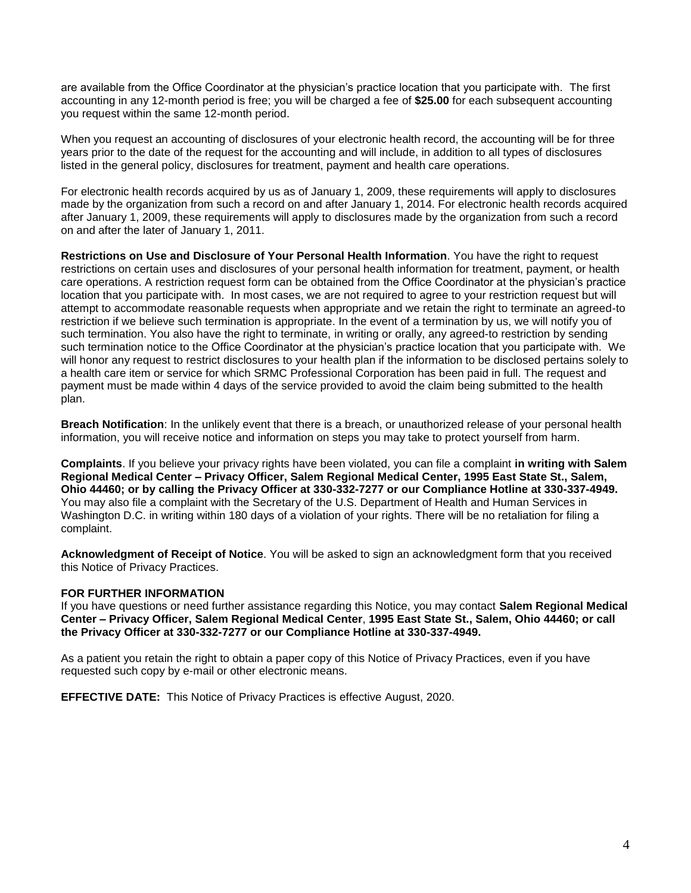are available from the Office Coordinator at the physician's practice location that you participate with. The first accounting in any 12-month period is free; you will be charged a fee of **$25.00** for each subsequent accounting you request within the same 12-month period.

When you request an accounting of disclosures of your electronic health record, the accounting will be for three years prior to the date of the request for the accounting and will include, in addition to all types of disclosures listed in the general policy, disclosures for treatment, payment and health care operations.

For electronic health records acquired by us as of January 1, 2009, these requirements will apply to disclosures made by the organization from such a record on and after January 1, 2014. For electronic health records acquired after January 1, 2009, these requirements will apply to disclosures made by the organization from such a record on and after the later of January 1, 2011.

**Restrictions on Use and Disclosure of Your Personal Health Information**. You have the right to request restrictions on certain uses and disclosures of your personal health information for treatment, payment, or health care operations. A restriction request form can be obtained from the Office Coordinator at the physician's practice location that you participate with. In most cases, we are not required to agree to your restriction request but will attempt to accommodate reasonable requests when appropriate and we retain the right to terminate an agreed-to restriction if we believe such termination is appropriate. In the event of a termination by us, we will notify you of such termination. You also have the right to terminate, in writing or orally, any agreed-to restriction by sending such termination notice to the Office Coordinator at the physician's practice location that you participate with. We will honor any request to restrict disclosures to your health plan if the information to be disclosed pertains solely to a health care item or service for which SRMC Professional Corporation has been paid in full. The request and payment must be made within 4 days of the service provided to avoid the claim being submitted to the health plan.

**Breach Notification**: In the unlikely event that there is a breach, or unauthorized release of your personal health information, you will receive notice and information on steps you may take to protect yourself from harm.

**Complaints**. If you believe your privacy rights have been violated, you can file a complaint **in writing with Salem Regional Medical Center – Privacy Officer, Salem Regional Medical Center, 1995 East State St., Salem, Ohio 44460; or by calling the Privacy Officer at 330-332-7277 or our Compliance Hotline at 330-337-4949.** You may also file a complaint with the Secretary of the U.S. Department of Health and Human Services in Washington D.C. in writing within 180 days of a violation of your rights. There will be no retaliation for filing a complaint.

**Acknowledgment of Receipt of Notice**. You will be asked to sign an acknowledgment form that you received this Notice of Privacy Practices.

**FOR FURTHER INFORMATION**

If you have questions or need further assistance regarding this Notice, you may contact **Salem Regional Medical Center – Privacy Officer, Salem Regional Medical Center**, **1995 East State St., Salem, Ohio 44460; or call the Privacy Officer at 330-332-7277 or our Compliance Hotline at 330-337-4949.**

As a patient you retain the right to obtain a paper copy of this Notice of Privacy Practices, even if you have requested such copy by e-mail or other electronic means.

**EFFECTIVE DATE:** This Notice of Privacy Practices is effective August, 2020.